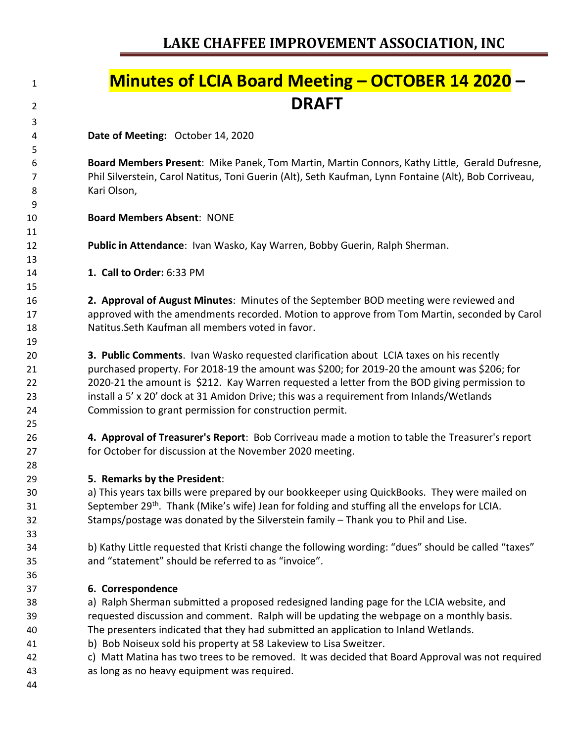# LAKE CHAFFEE IMPROVEMENT ASSOCIATION, INC

# Minutes of LCIA Board Meeting – OCTOBER 14 2020 – DRAFT

**Date of Meeting:** October 14, 2020

**Board Members Present**: Mike Panek, Tom Martin, Martin Connors, Kathy Little, Gerald Dufresne, Phil Silverstein, Carol Natitus, Toni Guerin (Alt), Seth Kaufman, Lynn Fontaine (Alt), Bob Corriveau, Kari Olson,

**Board Members Absent**: NONE

**Public in Attendance**: Ivan Wasko, Kay Warren, Bobby Guerin, Ralph Sherman.

**1. Call to Order:** 6:33 PM

**2. Approval of August Minutes**: Minutes of the September BOD meeting were reviewed and approved with the amendments recorded. Motion to approve from Tom Martin, seconded by Carol Natitus.Seth Kaufman all members voted in favor.

**3. Public Comments**. Ivan Wasko requested clarification about LCIA taxes on his recently purchased property. For 2018-19 the amount was $200; for 2019-20 the amount was $206; for 2020-21 the amount is $212. Kay Warren requested a letter from the BOD giving permission to install a 5' x 20' dock at 31 Amidon Drive; this was a requirement from Inlands/Wetlands Commission to grant permission for construction permit.

**4. Approval of Treasurer's Report**: Bob Corriveau made a motion to table the Treasurer's report for October for discussion at the November 2020 meeting.

**5. Remarks by the President**:

a) This years tax bills were prepared by our bookkeeper using QuickBooks. They were mailed on September 29th. Thank (Mike's wife) Jean for folding and stuffing all the envelops for LCIA. Stamps/postage was donated by the Silverstein family – Thank you to Phil and Lise.

b) Kathy Little requested that Kristi change the following wording: "dues" should be called "taxes" and "statement" should be referred to as "invoice".

**6. Correspondence**

a) Ralph Sherman submitted a proposed redesigned landing page for the LCIA website, and requested discussion and comment. Ralph will be updating the webpage on a monthly basis. The presenters indicated that they had submitted an application to Inland Wetlands.

b) Bob Noiseux sold his property at 58 Lakeview to Lisa Sweitzer.

c) Matt Matina has two trees to be removed. It was decided that Board Approval was not required as long as no heavy equipment was required.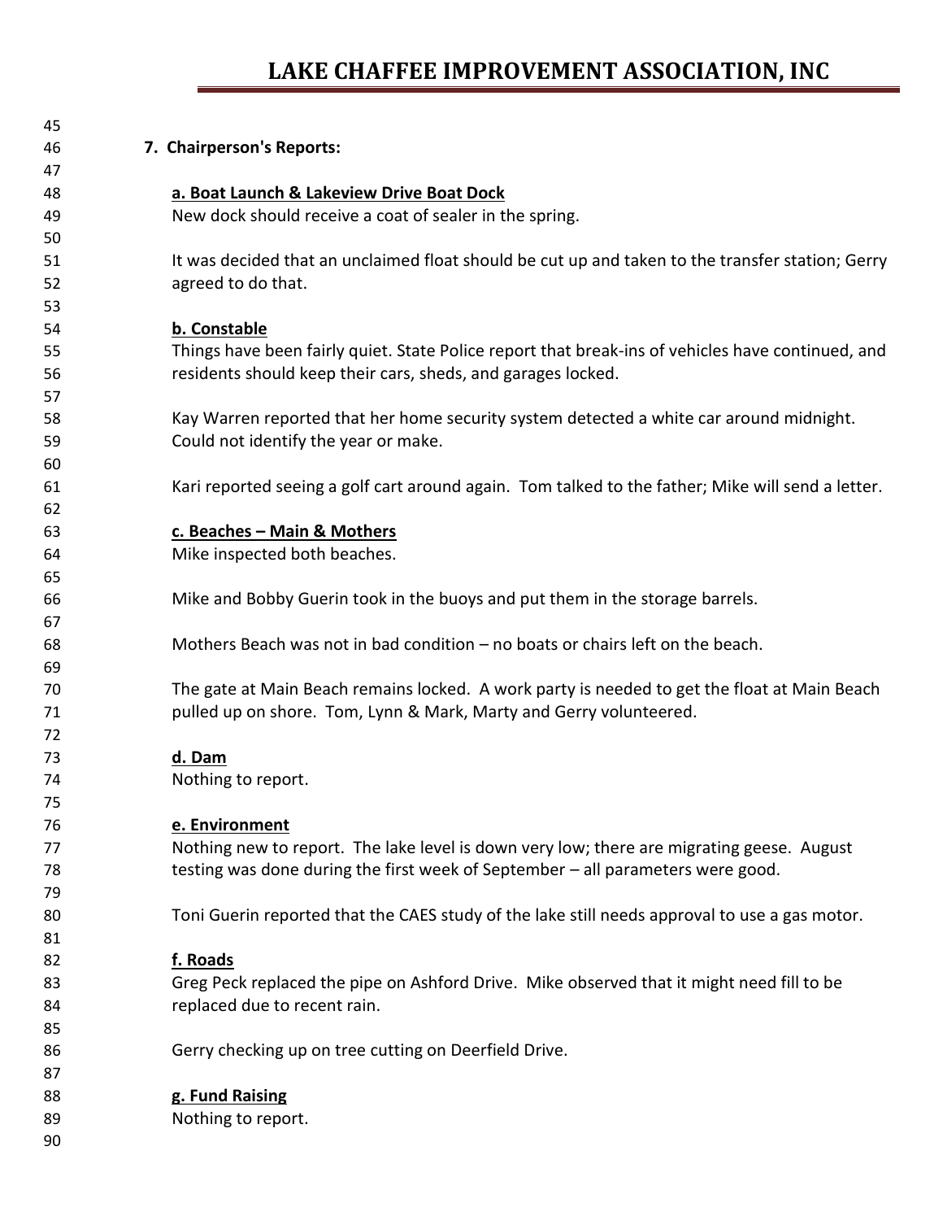## 7. Chairperson's Reports:

### a. Boat Launch & Lakeview Drive Boat Dock

New dock should receive a coat of sealer in the spring.

It was decided that an unclaimed float should be cut up and taken to the transfer station; Gerry agreed to do that.

### b. Constable

Things have been fairly quiet. State Police report that break-ins of vehicles have continued, and residents should keep their cars, sheds, and garages locked.

Kay Warren reported that her home security system detected a white car around midnight. Could not identify the year or make.

Kari reported seeing a golf cart around again. Tom talked to the father; Mike will send a letter.

### c. Beaches – Main & Mothers

Mike inspected both beaches.

Mike and Bobby Guerin took in the buoys and put them in the storage barrels.

Mothers Beach was not in bad condition – no boats or chairs left on the beach.

The gate at Main Beach remains locked. A work party is needed to get the float at Main Beach pulled up on shore. Tom, Lynn & Mark, Marty and Gerry volunteered.

### d. Dam

Nothing to report.

### e. Environment

Nothing new to report. The lake level is down very low; there are migrating geese. August testing was done during the first week of September – all parameters were good.

Toni Guerin reported that the CAES study of the lake still needs approval to use a gas motor.

### f. Roads

Greg Peck replaced the pipe on Ashford Drive. Mike observed that it might need fill to be replaced due to recent rain.

Gerry checking up on tree cutting on Deerfield Drive.

### g. Fund Raising

Nothing to report.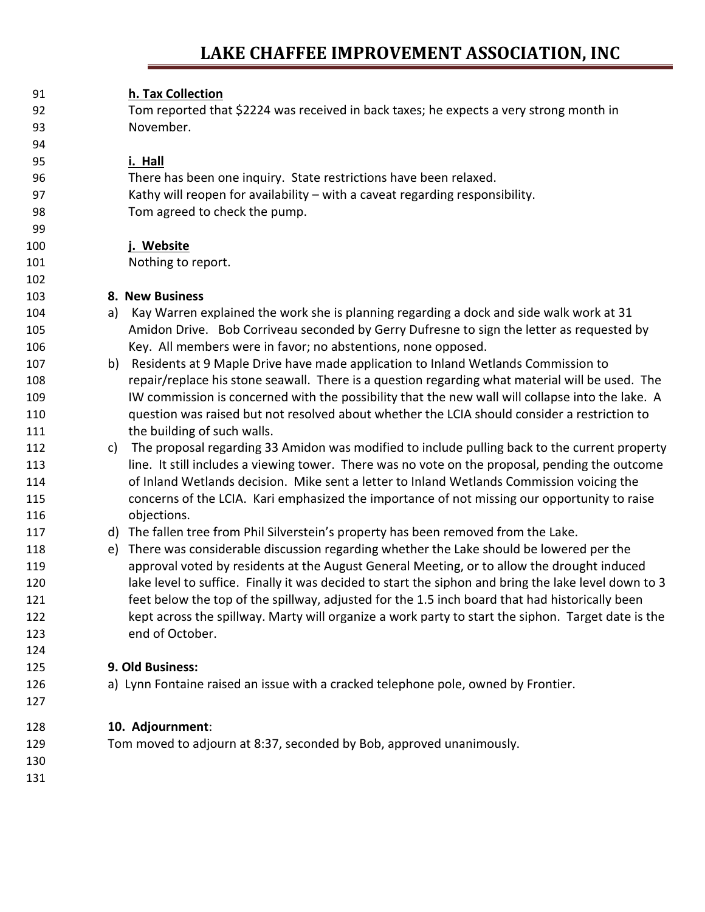**h. Tax Collection**

Tom reported that $2224 was received in back taxes; he expects a very strong month in November.

**i. Hall**

There has been one inquiry. State restrictions have been relaxed.
Kathy will reopen for availability – with a caveat regarding responsibility.
Tom agreed to check the pump.

**j. Website**

Nothing to report.

**8. New Business**

a) Kay Warren explained the work she is planning regarding a dock and side walk work at 31 Amidon Drive. Bob Corriveau seconded by Gerry Dufresne to sign the letter as requested by Key. All members were in favor; no abstentions, none opposed.

b) Residents at 9 Maple Drive have made application to Inland Wetlands Commission to repair/replace his stone seawall. There is a question regarding what material will be used. The IW commission is concerned with the possibility that the new wall will collapse into the lake. A question was raised but not resolved about whether the LCIA should consider a restriction to the building of such walls.

c) The proposal regarding 33 Amidon was modified to include pulling back to the current property line. It still includes a viewing tower. There was no vote on the proposal, pending the outcome of Inland Wetlands decision. Mike sent a letter to Inland Wetlands Commission voicing the concerns of the LCIA. Kari emphasized the importance of not missing our opportunity to raise objections.

d) The fallen tree from Phil Silverstein's property has been removed from the Lake.

e) There was considerable discussion regarding whether the Lake should be lowered per the approval voted by residents at the August General Meeting, or to allow the drought induced lake level to suffice. Finally it was decided to start the siphon and bring the lake level down to 3 feet below the top of the spillway, adjusted for the 1.5 inch board that had historically been kept across the spillway. Marty will organize a work party to start the siphon. Target date is the end of October.

**9. Old Business:**

a) Lynn Fontaine raised an issue with a cracked telephone pole, owned by Frontier.

**10. Adjournment**:

Tom moved to adjourn at 8:37, seconded by Bob, approved unanimously.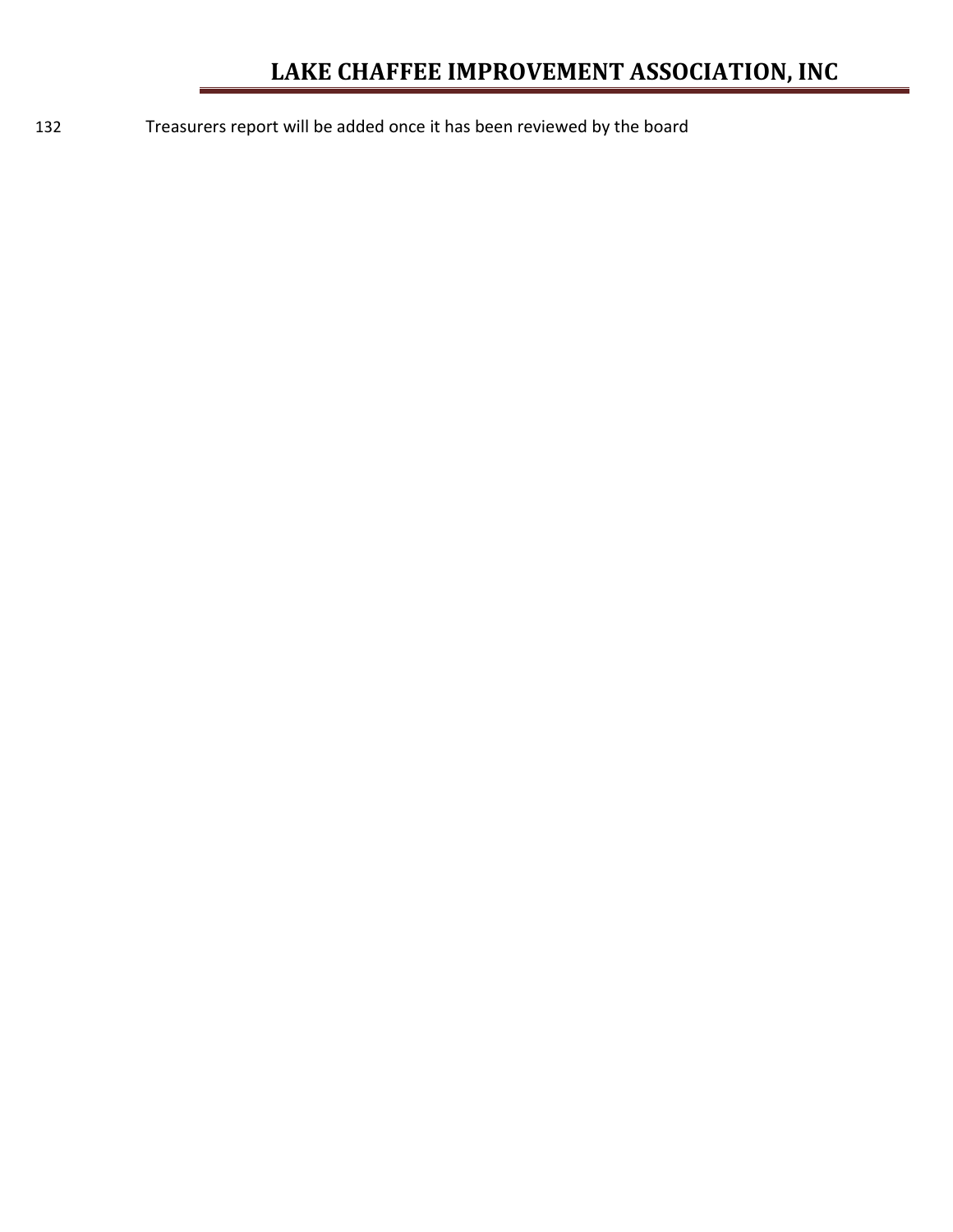132 Treasurers report will be added once it has been reviewed by the board